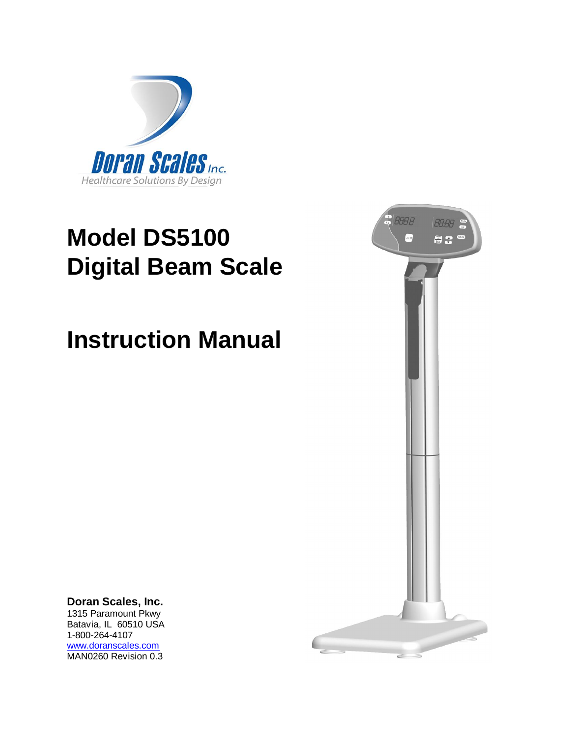Doran Scales Inc.
Healthcare Solutions By Design

# Model DS5100
# Digital Beam Scale

# Instruction Manual

**Doran Scales, Inc.**
1315 Paramount Pkwy
Batavia, IL  60510 USA
1-800-264-4107
www.doranscales.com
MAN0260 Revision 0.3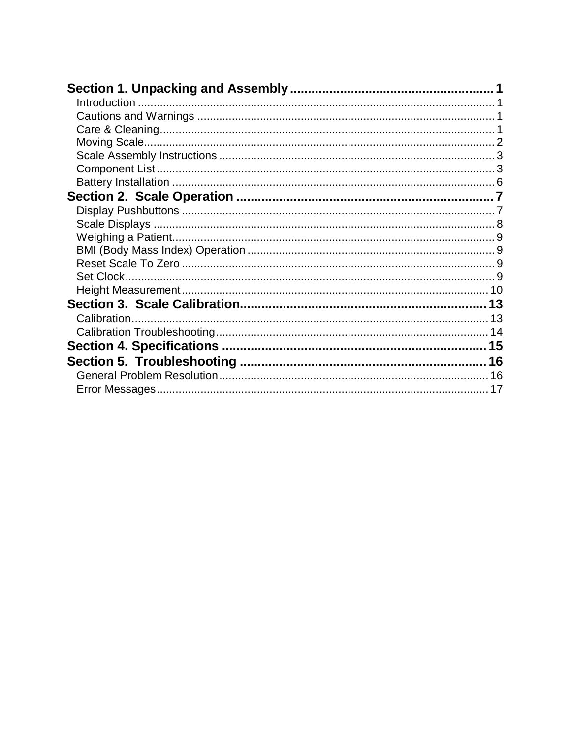**Section 1. Unpacking and Assembly** ........................................................ 1

Introduction ........................................................................................................ 1

Cautions and Warnings ..................................................................................... 1

Care & Cleaning................................................................................................ 1

Moving Scale..................................................................................................... 2

Scale Assembly Instructions ............................................................................. 3

Component List ................................................................................................. 3

Battery Installation ............................................................................................ 6

**Section 2. Scale Operation** ........................................................................ 7

Display Pushbuttons .......................................................................................... 7

Scale Displays ................................................................................................... 8

Weighing a Patient............................................................................................. 9

BMI (Body Mass Index) Operation ..................................................................... 9

Reset Scale To Zero .......................................................................................... 9

Set Clock........................................................................................................... 9

Height Measurement......................................................................................... 10

**Section 3. Scale Calibration**.................................................................... 13

Calibration........................................................................................................ 13

Calibration Troubleshooting.............................................................................. 14

**Section 4. Specifications** ......................................................................... 15

**Section 5. Troubleshooting** ..................................................................... 16

General Problem Resolution............................................................................. 16

Error Messages................................................................................................. 17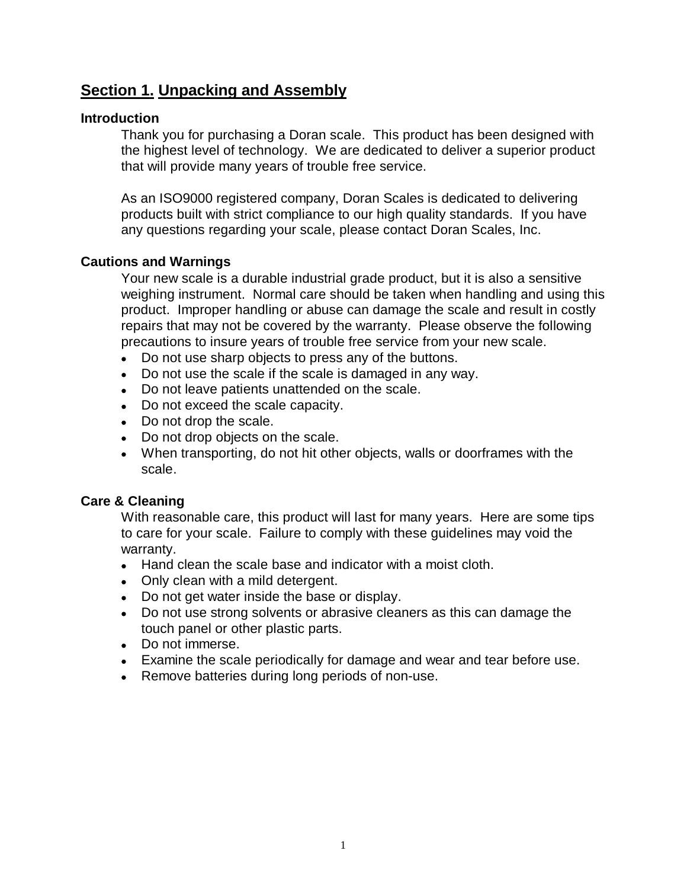## Section 1. Unpacking and Assembly

### Introduction

Thank you for purchasing a Doran scale. This product has been designed with the highest level of technology. We are dedicated to deliver a superior product that will provide many years of trouble free service.

As an ISO9000 registered company, Doran Scales is dedicated to delivering products built with strict compliance to our high quality standards. If you have any questions regarding your scale, please contact Doran Scales, Inc.

### Cautions and Warnings

Your new scale is a durable industrial grade product, but it is also a sensitive weighing instrument. Normal care should be taken when handling and using this product. Improper handling or abuse can damage the scale and result in costly repairs that may not be covered by the warranty. Please observe the following precautions to insure years of trouble free service from your new scale.

- Do not use sharp objects to press any of the buttons.
- Do not use the scale if the scale is damaged in any way.
- Do not leave patients unattended on the scale.
- Do not exceed the scale capacity.
- Do not drop the scale.
- Do not drop objects on the scale.
- When transporting, do not hit other objects, walls or doorframes with the scale.

### Care & Cleaning

With reasonable care, this product will last for many years. Here are some tips to care for your scale. Failure to comply with these guidelines may void the warranty.

- Hand clean the scale base and indicator with a moist cloth.
- Only clean with a mild detergent.
- Do not get water inside the base or display.
- Do not use strong solvents or abrasive cleaners as this can damage the touch panel or other plastic parts.
- Do not immerse.
- Examine the scale periodically for damage and wear and tear before use.
- Remove batteries during long periods of non-use.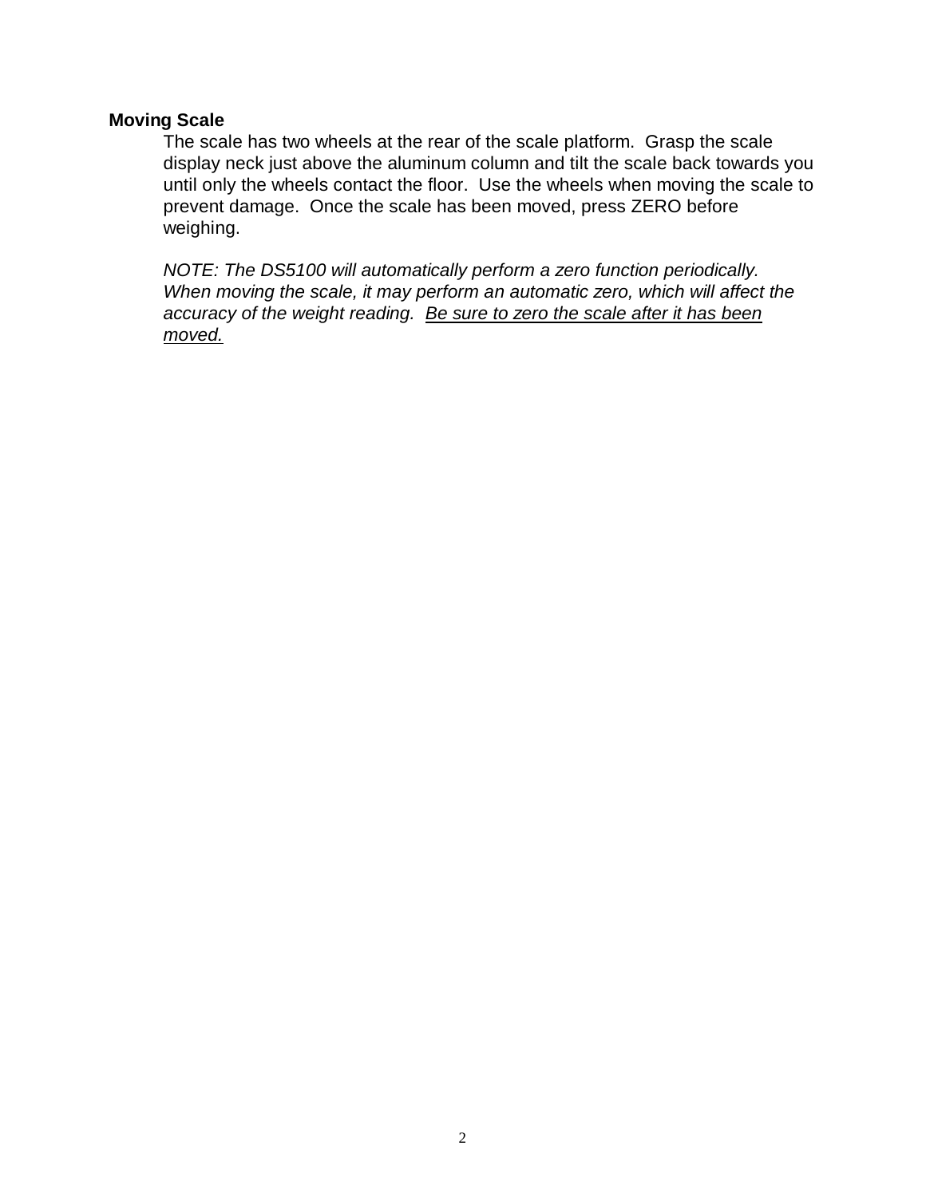**Moving Scale**

The scale has two wheels at the rear of the scale platform. Grasp the scale display neck just above the aluminum column and tilt the scale back towards you until only the wheels contact the floor. Use the wheels when moving the scale to prevent damage. Once the scale has been moved, press ZERO before weighing.

*NOTE: The DS5100 will automatically perform a zero function periodically. When moving the scale, it may perform an automatic zero, which will affect the accuracy of the weight reading. <u>Be sure to zero the scale after it has been moved.</u>*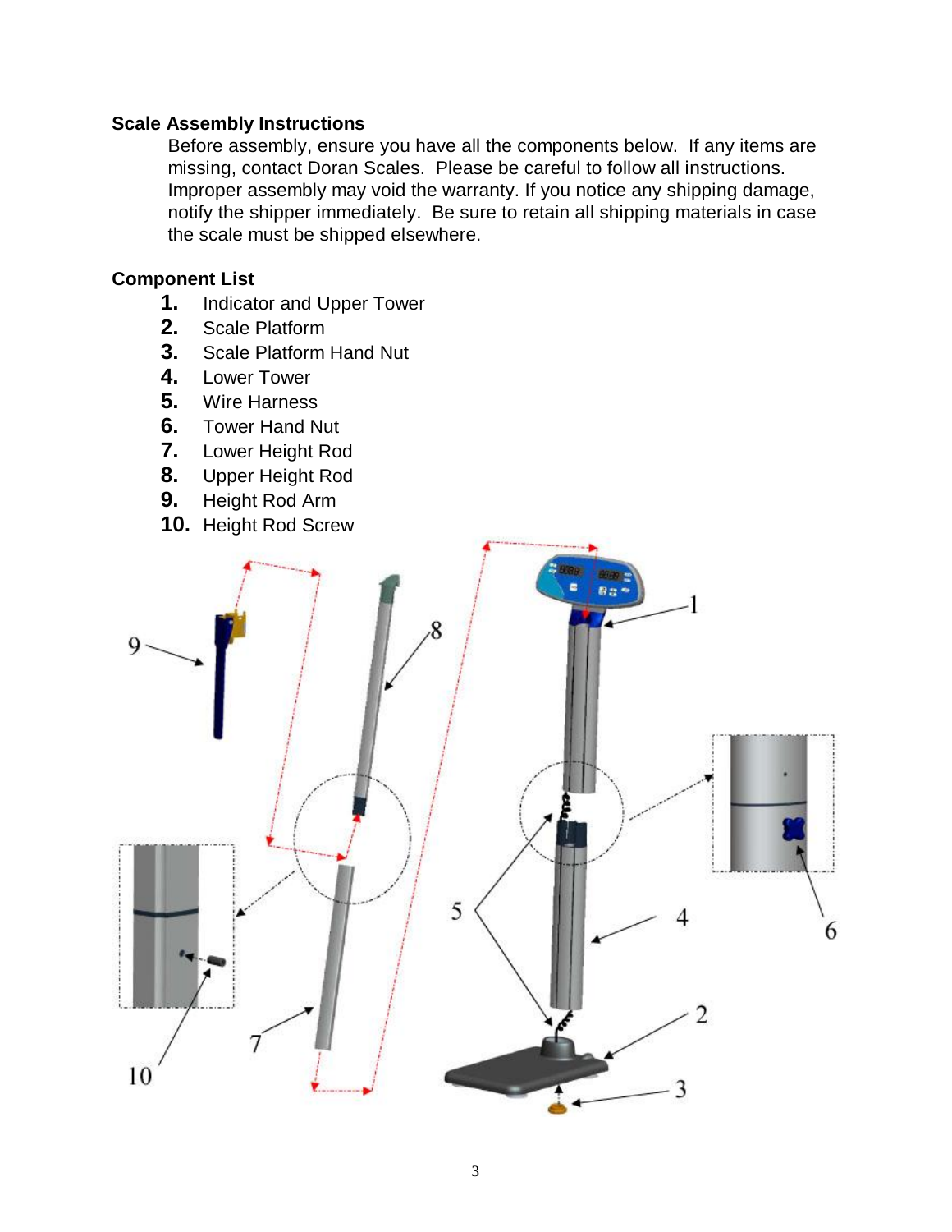### Scale Assembly Instructions

Before assembly, ensure you have all the components below. If any items are missing, contact Doran Scales. Please be careful to follow all instructions. Improper assembly may void the warranty. If you notice any shipping damage, notify the shipper immediately. Be sure to retain all shipping materials in case the scale must be shipped elsewhere.

### Component List

1. Indicator and Upper Tower
2. Scale Platform
3. Scale Platform Hand Nut
4. Lower Tower
5. Wire Harness
6. Tower Hand Nut
7. Lower Height Rod
8. Upper Height Rod
9. Height Rod Arm
10. Height Rod Screw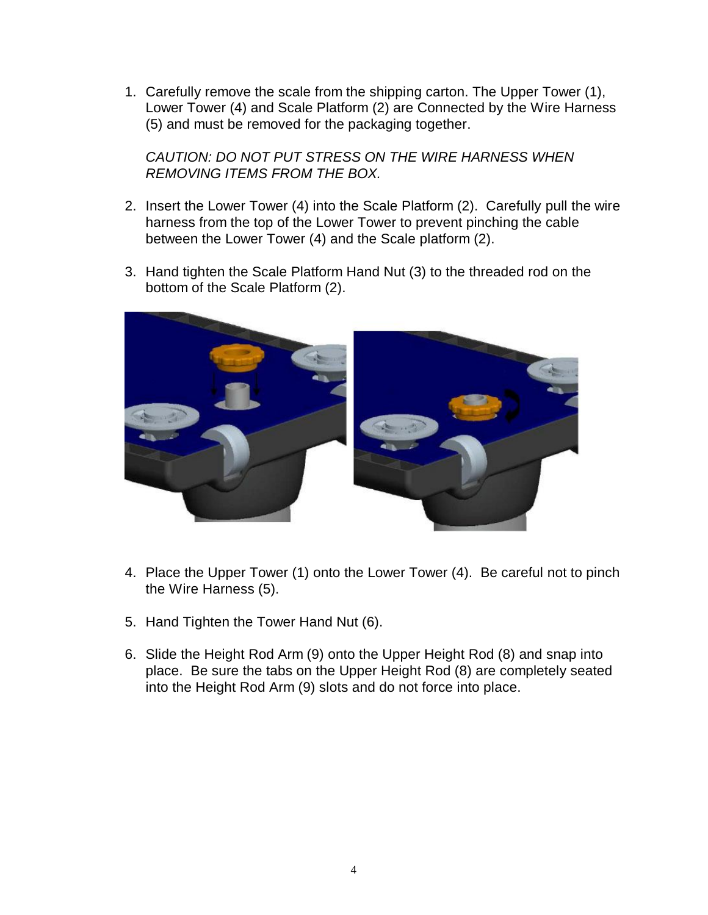1. Carefully remove the scale from the shipping carton. The Upper Tower (1), Lower Tower (4) and Scale Platform (2) are Connected by the Wire Harness (5) and must be removed for the packaging together.

   *CAUTION: DO NOT PUT STRESS ON THE WIRE HARNESS WHEN REMOVING ITEMS FROM THE BOX.*

2. Insert the Lower Tower (4) into the Scale Platform (2). Carefully pull the wire harness from the top of the Lower Tower to prevent pinching the cable between the Lower Tower (4) and the Scale platform (2).

3. Hand tighten the Scale Platform Hand Nut (3) to the threaded rod on the bottom of the Scale Platform (2).

4. Place the Upper Tower (1) onto the Lower Tower (4). Be careful not to pinch the Wire Harness (5).

5. Hand Tighten the Tower Hand Nut (6).

6. Slide the Height Rod Arm (9) onto the Upper Height Rod (8) and snap into place. Be sure the tabs on the Upper Height Rod (8) are completely seated into the Height Rod Arm (9) slots and do not force into place.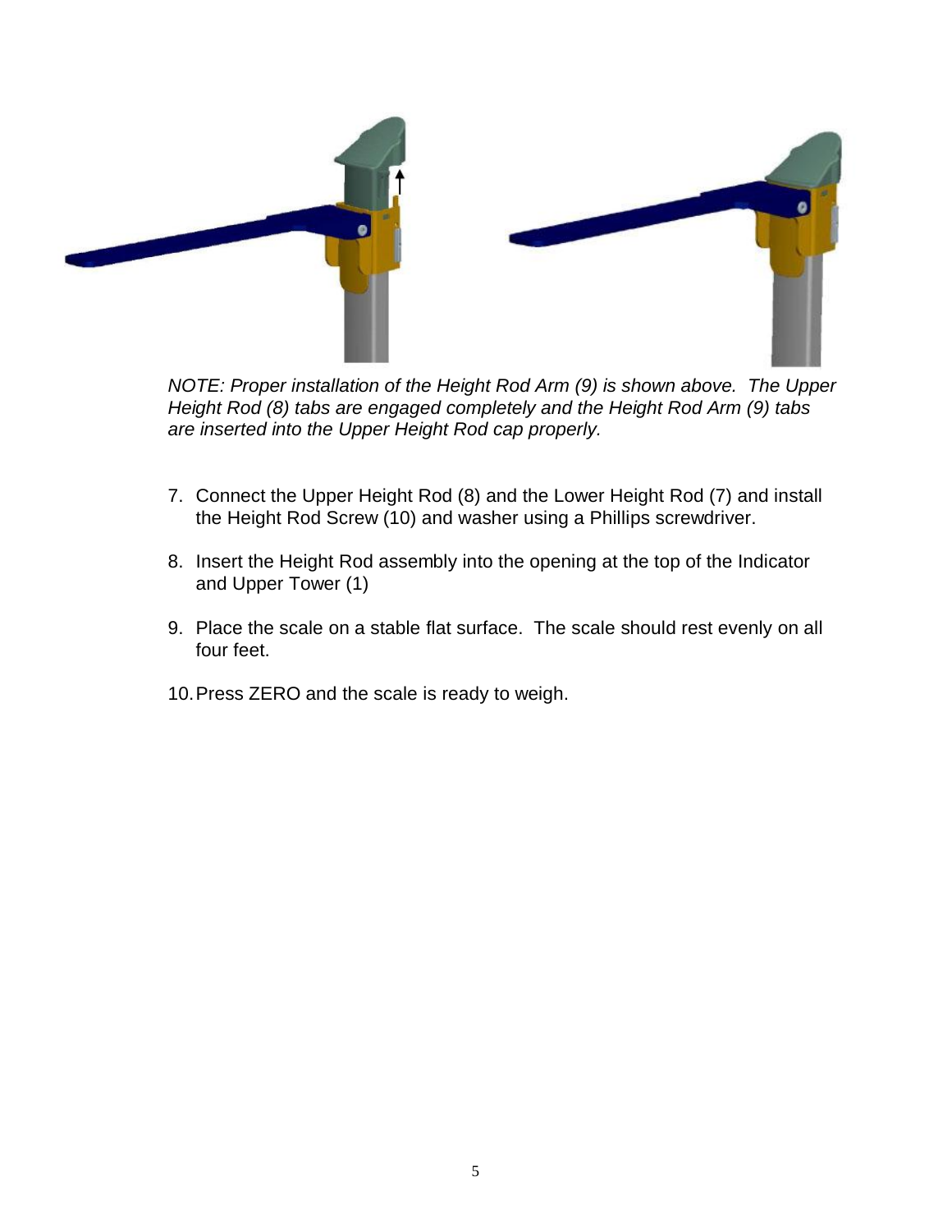*NOTE: Proper installation of the Height Rod Arm (9) is shown above. The Upper Height Rod (8) tabs are engaged completely and the Height Rod Arm (9) tabs are inserted into the Upper Height Rod cap properly.*

7. Connect the Upper Height Rod (8) and the Lower Height Rod (7) and install the Height Rod Screw (10) and washer using a Phillips screwdriver.

8. Insert the Height Rod assembly into the opening at the top of the Indicator and Upper Tower (1)

9. Place the scale on a stable flat surface. The scale should rest evenly on all four feet.

10. Press ZERO and the scale is ready to weigh.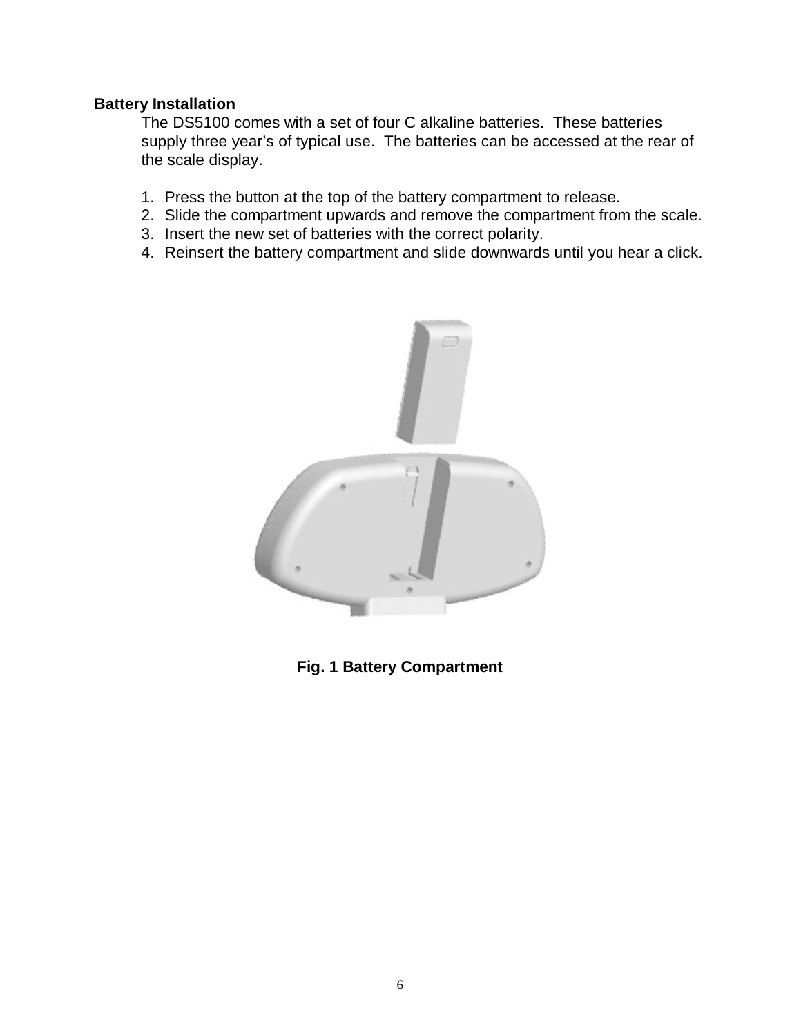**Battery Installation**

The DS5100 comes with a set of four C alkaline batteries. These batteries supply three year's of typical use. The batteries can be accessed at the rear of the scale display.

1. Press the button at the top of the battery compartment to release.
2. Slide the compartment upwards and remove the compartment from the scale.
3. Insert the new set of batteries with the correct polarity.
4. Reinsert the battery compartment and slide downwards until you hear a click.

**Fig. 1 Battery Compartment**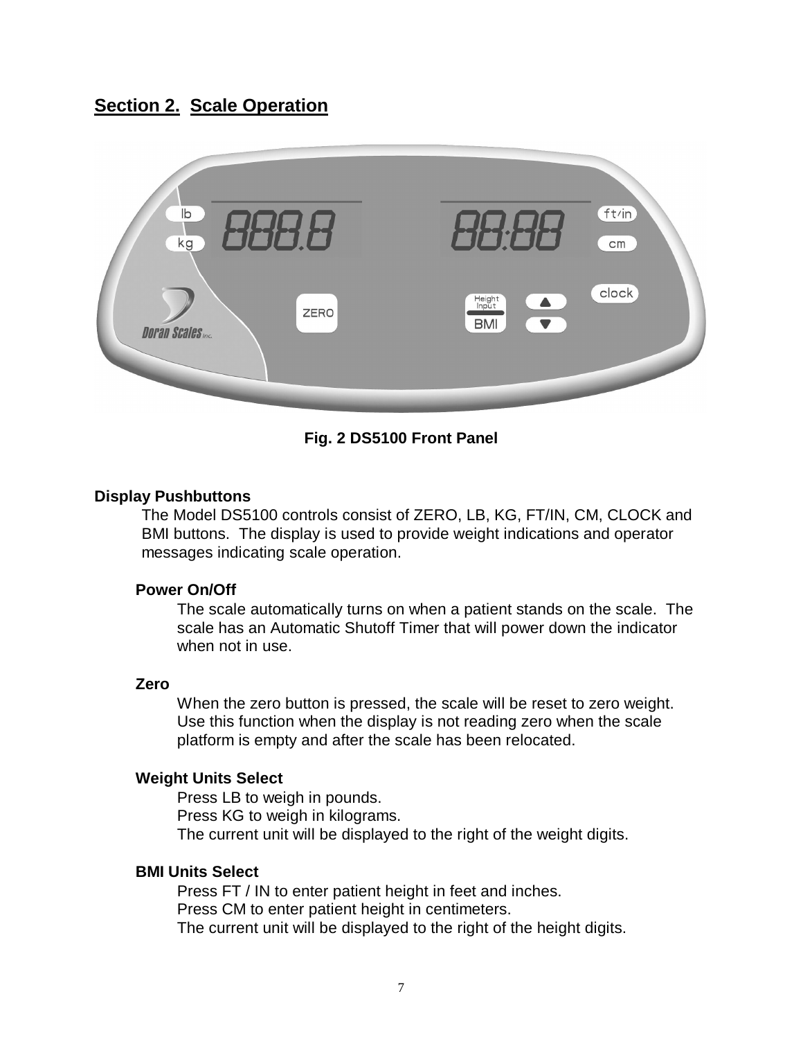## Section 2. Scale Operation

Fig. 2 DS5100 Front Panel

### Display Pushbuttons

The Model DS5100 controls consist of ZERO, LB, KG, FT/IN, CM, CLOCK and BMI buttons. The display is used to provide weight indications and operator messages indicating scale operation.

#### Power On/Off

The scale automatically turns on when a patient stands on the scale. The scale has an Automatic Shutoff Timer that will power down the indicator when not in use.

#### Zero

When the zero button is pressed, the scale will be reset to zero weight. Use this function when the display is not reading zero when the scale platform is empty and after the scale has been relocated.

#### Weight Units Select

Press LB to weigh in pounds.
Press KG to weigh in kilograms.
The current unit will be displayed to the right of the weight digits.

#### BMI Units Select

Press FT / IN to enter patient height in feet and inches.
Press CM to enter patient height in centimeters.
The current unit will be displayed to the right of the height digits.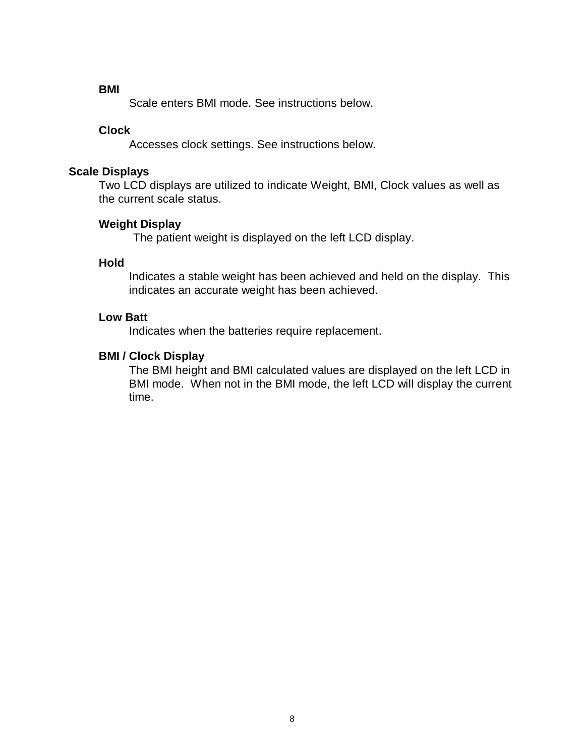**BMI**

Scale enters BMI mode. See instructions below.

**Clock**

Accesses clock settings. See instructions below.

## Scale Displays

Two LCD displays are utilized to indicate Weight, BMI, Clock values as well as the current scale status.

**Weight Display**

The patient weight is displayed on the left LCD display.

**Hold**

Indicates a stable weight has been achieved and held on the display. This indicates an accurate weight has been achieved.

**Low Batt**

Indicates when the batteries require replacement.

**BMI / Clock Display**

The BMI height and BMI calculated values are displayed on the left LCD in BMI mode. When not in the BMI mode, the left LCD will display the current time.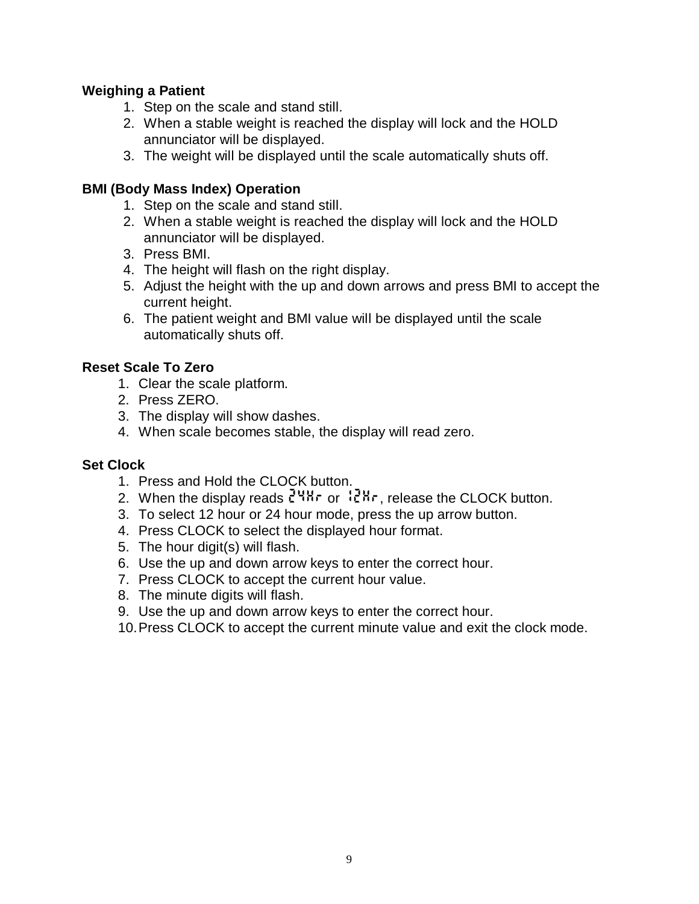**Weighing a Patient**

1. Step on the scale and stand still.
2. When a stable weight is reached the display will lock and the HOLD annunciator will be displayed.
3. The weight will be displayed until the scale automatically shuts off.

**BMI (Body Mass Index) Operation**

1. Step on the scale and stand still.
2. When a stable weight is reached the display will lock and the HOLD annunciator will be displayed.
3. Press BMI.
4. The height will flash on the right display.
5. Adjust the height with the up and down arrows and press BMI to accept the current height.
6. The patient weight and BMI value will be displayed until the scale automatically shuts off.

**Reset Scale To Zero**

1. Clear the scale platform.
2. Press ZERO.
3. The display will show dashes.
4. When scale becomes stable, the display will read zero.

**Set Clock**

1. Press and Hold the CLOCK button.
2. When the display reads 24Hr or 12Hr, release the CLOCK button.
3. To select 12 hour or 24 hour mode, press the up arrow button.
4. Press CLOCK to select the displayed hour format.
5. The hour digit(s) will flash.
6. Use the up and down arrow keys to enter the correct hour.
7. Press CLOCK to accept the current hour value.
8. The minute digits will flash.
9. Use the up and down arrow keys to enter the correct hour.
10. Press CLOCK to accept the current minute value and exit the clock mode.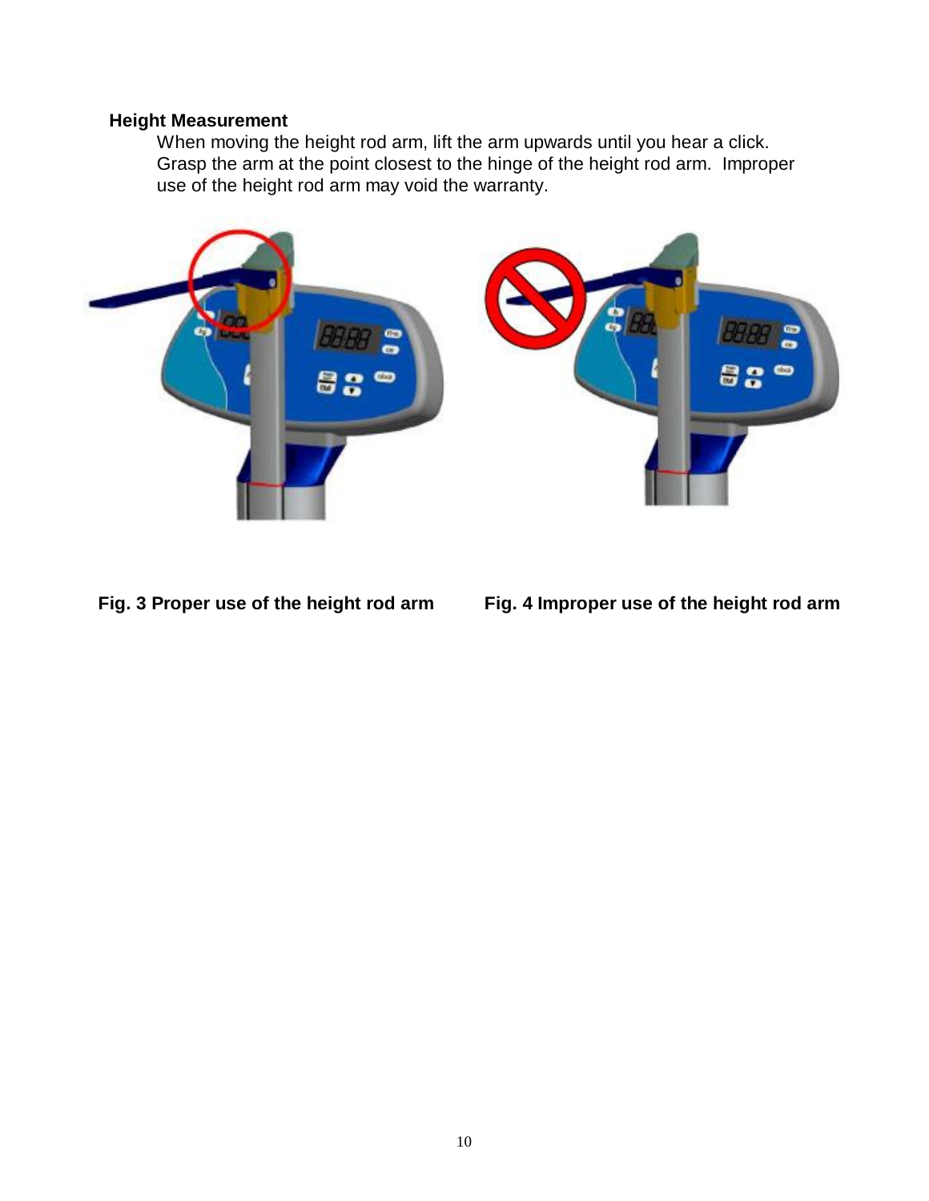### Height Measurement

When moving the height rod arm, lift the arm upwards until you hear a click. Grasp the arm at the point closest to the hinge of the height rod arm. Improper use of the height rod arm may void the warranty.

**Fig. 3 Proper use of the height rod arm**

**Fig. 4 Improper use of the height rod arm**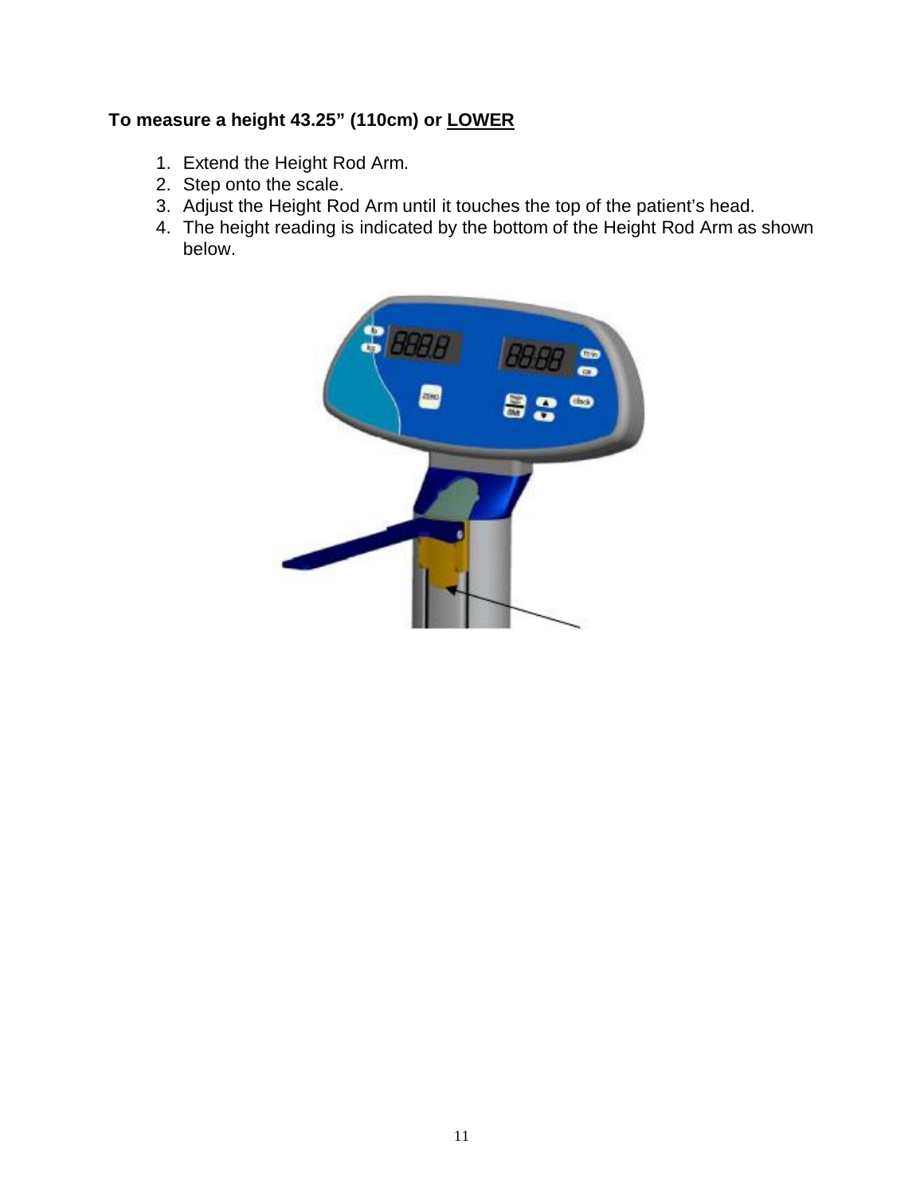**To measure a height 43.25” (110cm) or LOWER**

1. Extend the Height Rod Arm.
2. Step onto the scale.
3. Adjust the Height Rod Arm until it touches the top of the patient’s head.
4. The height reading is indicated by the bottom of the Height Rod Arm as shown below.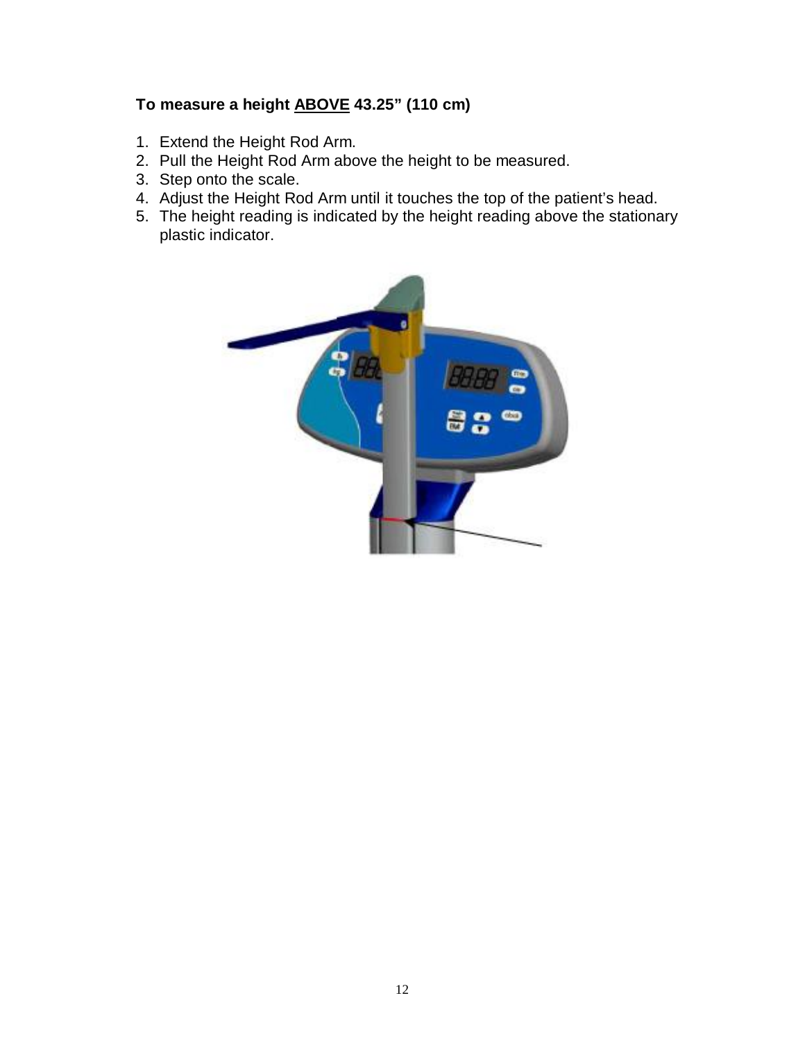**To measure a height ABOVE 43.25” (110 cm)**

1. Extend the Height Rod Arm.
2. Pull the Height Rod Arm above the height to be measured.
3. Step onto the scale.
4. Adjust the Height Rod Arm until it touches the top of the patient’s head.
5. The height reading is indicated by the height reading above the stationary plastic indicator.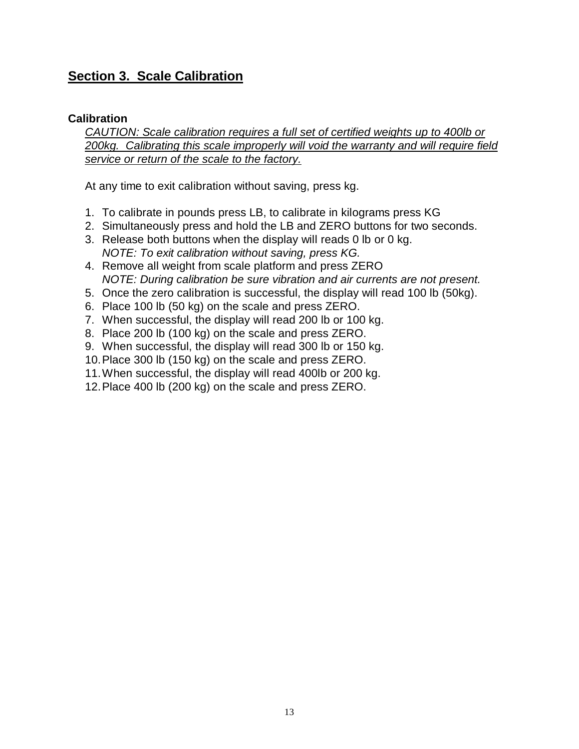## Section 3.  Scale Calibration

### Calibration

*CAUTION: Scale calibration requires a full set of certified weights up to 400lb or 200kg.  Calibrating this scale improperly will void the warranty and will require field service or return of the scale to the factory.*

At any time to exit calibration without saving, press kg.

1. To calibrate in pounds press LB, to calibrate in kilograms press KG
2. Simultaneously press and hold the LB and ZERO buttons for two seconds.
3. Release both buttons when the display will reads 0 lb or 0 kg.
   *NOTE: To exit calibration without saving, press KG.*
4. Remove all weight from scale platform and press ZERO
   *NOTE: During calibration be sure vibration and air currents are not present.*
5. Once the zero calibration is successful, the display will read 100 lb (50kg).
6. Place 100 lb (50 kg) on the scale and press ZERO.
7. When successful, the display will read 200 lb or 100 kg.
8. Place 200 lb (100 kg) on the scale and press ZERO.
9. When successful, the display will read 300 lb or 150 kg.
10. Place 300 lb (150 kg) on the scale and press ZERO.
11. When successful, the display will read 400lb or 200 kg.
12. Place 400 lb (200 kg) on the scale and press ZERO.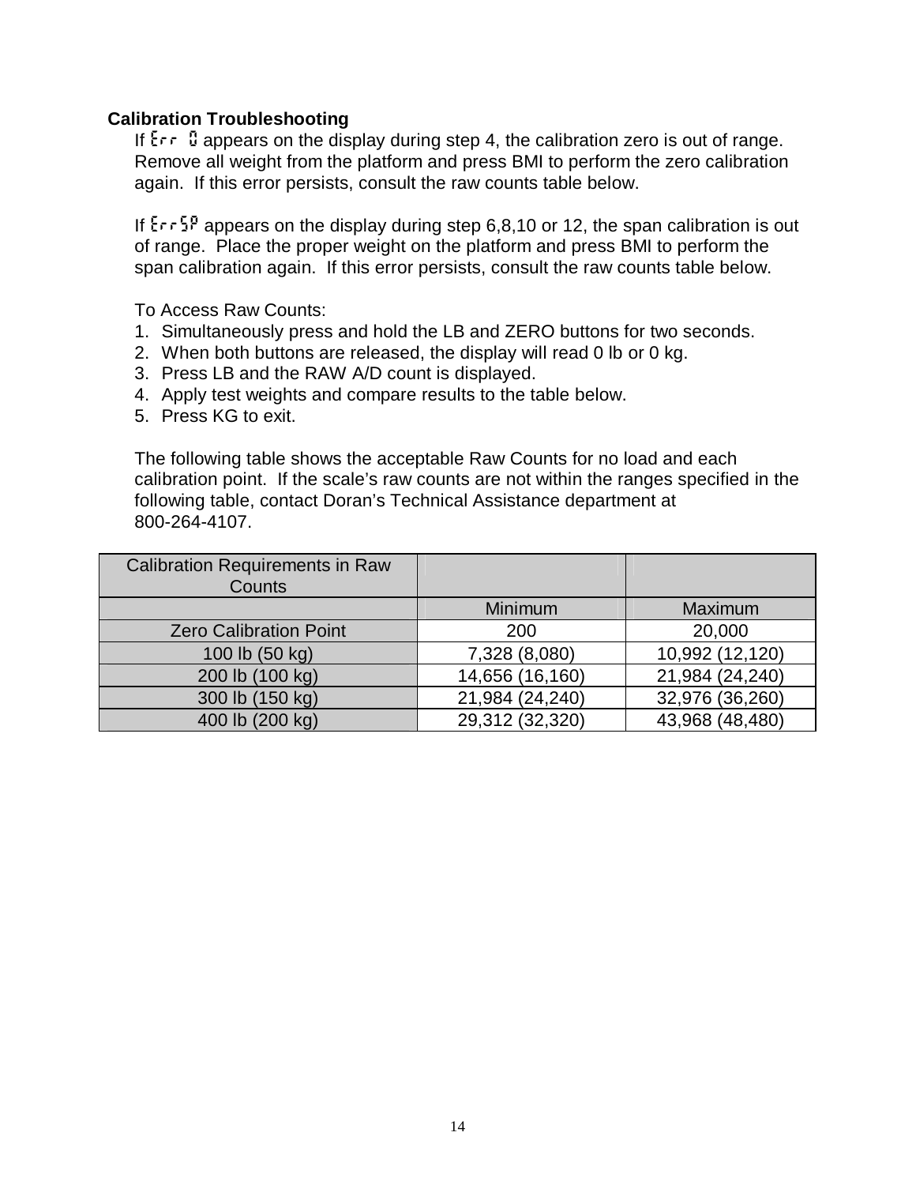### Calibration Troubleshooting

If Err 0 appears on the display during step 4, the calibration zero is out of range. Remove all weight from the platform and press BMI to perform the zero calibration again. If this error persists, consult the raw counts table below.

If ErrSP appears on the display during step 6,8,10 or 12, the span calibration is out of range. Place the proper weight on the platform and press BMI to perform the span calibration again. If this error persists, consult the raw counts table below.

To Access Raw Counts:

1. Simultaneously press and hold the LB and ZERO buttons for two seconds.
2. When both buttons are released, the display will read 0 lb or 0 kg.
3. Press LB and the RAW A/D count is displayed.
4. Apply test weights and compare results to the table below.
5. Press KG to exit.

The following table shows the acceptable Raw Counts for no load and each calibration point. If the scale's raw counts are not within the ranges specified in the following table, contact Doran's Technical Assistance department at 800-264-4107.

| Calibration Requirements in Raw Counts | | |
|---|---|---|
| | Minimum | Maximum |
| Zero Calibration Point | 200 | 20,000 |
| 100 lb (50 kg) | 7,328 (8,080) | 10,992 (12,120) |
| 200 lb (100 kg) | 14,656 (16,160) | 21,984 (24,240) |
| 300 lb (150 kg) | 21,984 (24,240) | 32,976 (36,260) |
| 400 lb (200 kg) | 29,312 (32,320) | 43,968 (48,480) |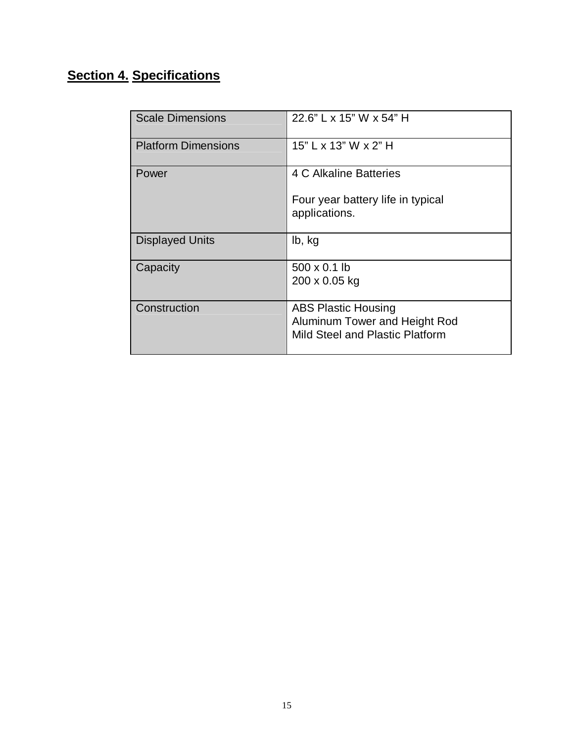## Section 4. Specifications

| | |
|---|---|
| Scale Dimensions | 22.6” L x 15” W x 54” H |
| Platform Dimensions | 15” L x 13” W x 2” H |
| Power | 4 C Alkaline Batteries<br><br>Four year battery life in typical applications. |
| Displayed Units | lb, kg |
| Capacity | 500 x 0.1 lb<br>200 x 0.05 kg |
| Construction | ABS Plastic Housing<br>Aluminum Tower and Height Rod<br>Mild Steel and Plastic Platform |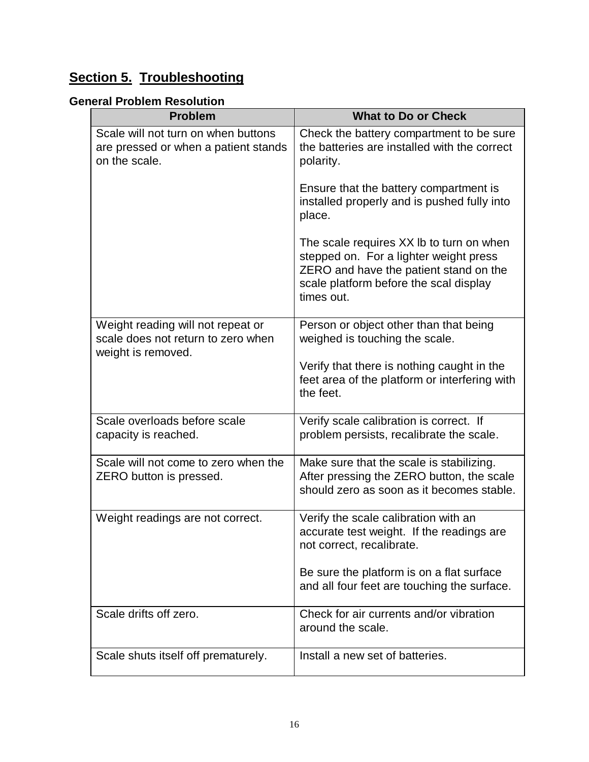# Section 5. Troubleshooting

### General Problem Resolution

| Problem | What to Do or Check |
|---|---|
| Scale will not turn on when buttons are pressed or when a patient stands on the scale. | Check the battery compartment to be sure the batteries are installed with the correct polarity.<br><br>Ensure that the battery compartment is installed properly and is pushed fully into place.<br><br>The scale requires XX lb to turn on when stepped on. For a lighter weight press ZERO and have the patient stand on the scale platform before the scal display times out. |
| Weight reading will not repeat or scale does not return to zero when weight is removed. | Person or object other than that being weighed is touching the scale.<br><br>Verify that there is nothing caught in the feet area of the platform or interfering with the feet. |
| Scale overloads before scale capacity is reached. | Verify scale calibration is correct. If problem persists, recalibrate the scale. |
| Scale will not come to zero when the ZERO button is pressed. | Make sure that the scale is stabilizing. After pressing the ZERO button, the scale should zero as soon as it becomes stable. |
| Weight readings are not correct. | Verify the scale calibration with an accurate test weight. If the readings are not correct, recalibrate.<br><br>Be sure the platform is on a flat surface and all four feet are touching the surface. |
| Scale drifts off zero. | Check for air currents and/or vibration around the scale. |
| Scale shuts itself off prematurely. | Install a new set of batteries. |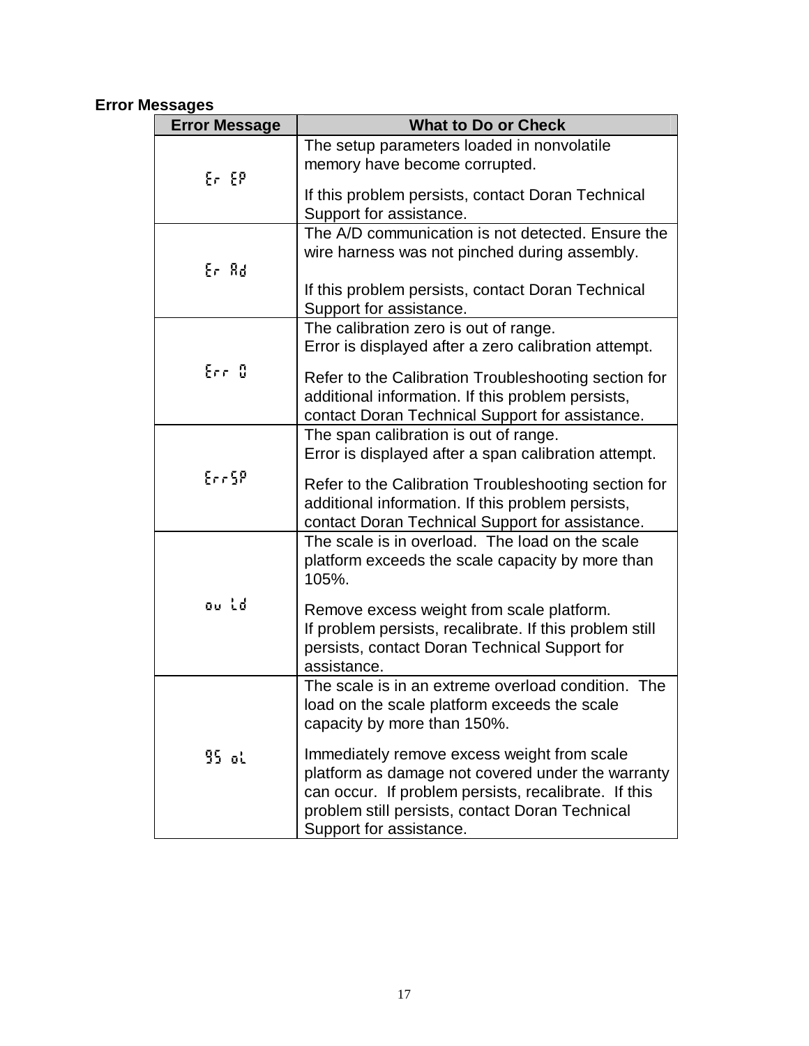## Error Messages

| Error Message | What to Do or Check |
|---|---|
| Er EP | The setup parameters loaded in nonvolatile memory have become corrupted.<br><br>If this problem persists, contact Doran Technical Support for assistance. |
| Er Ad | The A/D communication is not detected. Ensure the wire harness was not pinched during assembly.<br><br>If this problem persists, contact Doran Technical Support for assistance. |
| Err 0 | The calibration zero is out of range.<br>Error is displayed after a zero calibration attempt.<br><br>Refer to the Calibration Troubleshooting section for additional information. If this problem persists, contact Doran Technical Support for assistance. |
| ErrSP | The span calibration is out of range.<br>Error is displayed after a span calibration attempt.<br><br>Refer to the Calibration Troubleshooting section for additional information. If this problem persists, contact Doran Technical Support for assistance. |
| ov Ld | The scale is in overload. The load on the scale platform exceeds the scale capacity by more than 105%.<br><br>Remove excess weight from scale platform.<br>If problem persists, recalibrate. If this problem still persists, contact Doran Technical Support for assistance. |
| 95 oL | The scale is in an extreme overload condition. The load on the scale platform exceeds the scale capacity by more than 150%.<br><br>Immediately remove excess weight from scale platform as damage not covered under the warranty can occur. If problem persists, recalibrate. If this problem still persists, contact Doran Technical Support for assistance. |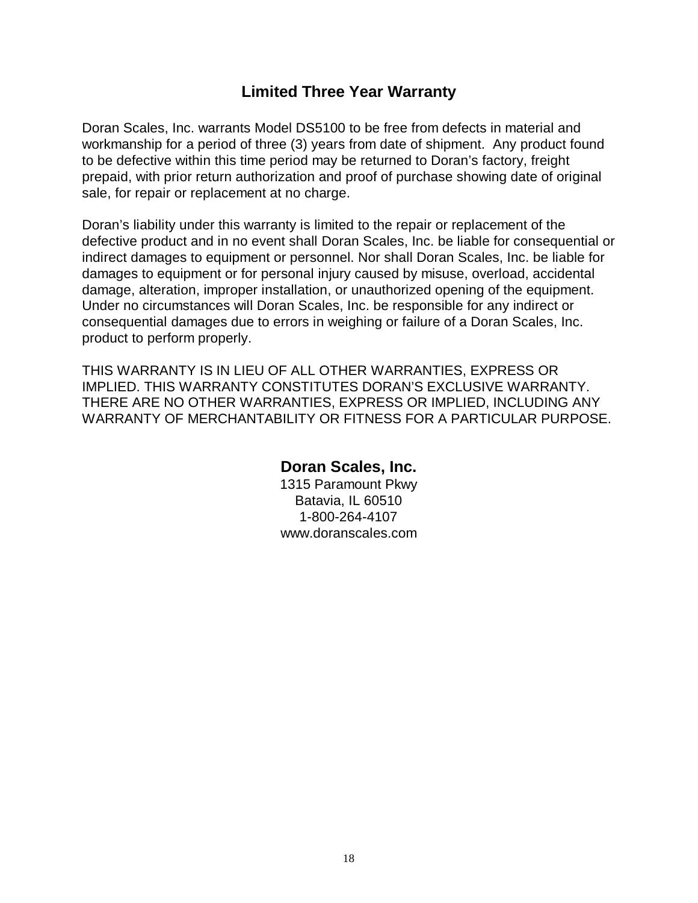## Limited Three Year Warranty

Doran Scales, Inc. warrants Model DS5100 to be free from defects in material and workmanship for a period of three (3) years from date of shipment. Any product found to be defective within this time period may be returned to Doran's factory, freight prepaid, with prior return authorization and proof of purchase showing date of original sale, for repair or replacement at no charge.

Doran's liability under this warranty is limited to the repair or replacement of the defective product and in no event shall Doran Scales, Inc. be liable for consequential or indirect damages to equipment or personnel. Nor shall Doran Scales, Inc. be liable for damages to equipment or for personal injury caused by misuse, overload, accidental damage, alteration, improper installation, or unauthorized opening of the equipment. Under no circumstances will Doran Scales, Inc. be responsible for any indirect or consequential damages due to errors in weighing or failure of a Doran Scales, Inc. product to perform properly.

THIS WARRANTY IS IN LIEU OF ALL OTHER WARRANTIES, EXPRESS OR IMPLIED. THIS WARRANTY CONSTITUTES DORAN'S EXCLUSIVE WARRANTY. THERE ARE NO OTHER WARRANTIES, EXPRESS OR IMPLIED, INCLUDING ANY WARRANTY OF MERCHANTABILITY OR FITNESS FOR A PARTICULAR PURPOSE.

**Doran Scales, Inc.**
1315 Paramount Pkwy
Batavia, IL 60510
1-800-264-4107
www.doranscales.com